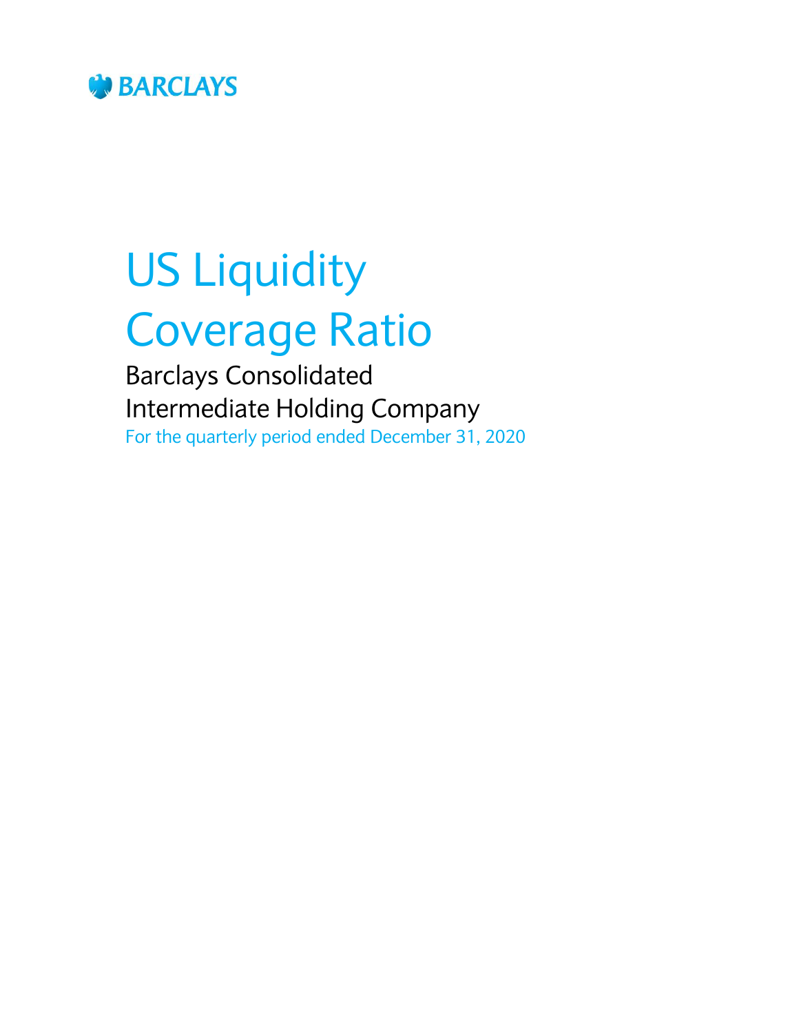BARCLAYS

# US Liquidity Coverage Ratio

## Barclays Consolidated Intermediate Holding Company

For the quarterly period ended December 31, 2020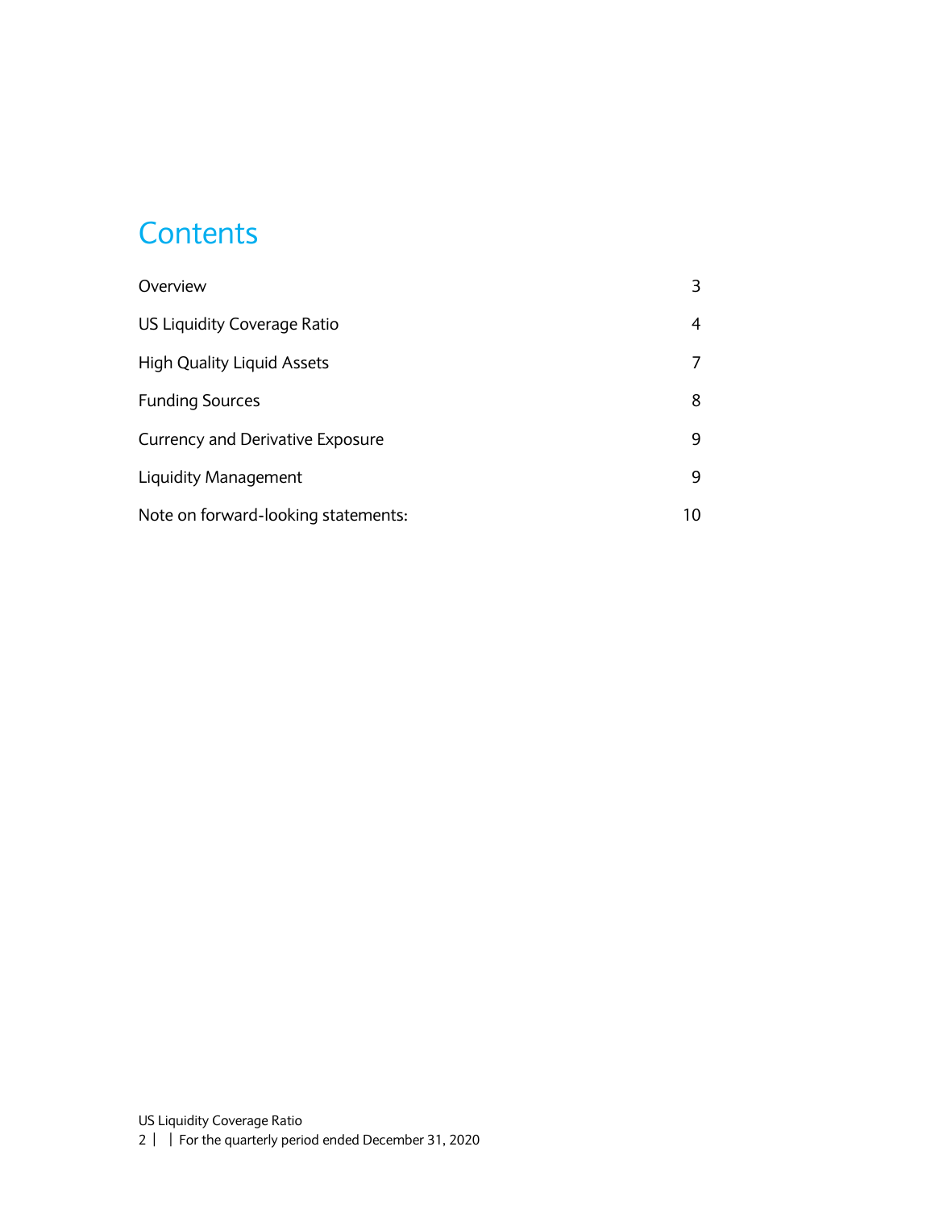# Contents

| | |
|---|---|
| Overview | 3 |
| US Liquidity Coverage Ratio | 4 |
| High Quality Liquid Assets | 7 |
| Funding Sources | 8 |
| Currency and Derivative Exposure | 9 |
| Liquidity Management | 9 |
| Note on forward-looking statements: | 10 |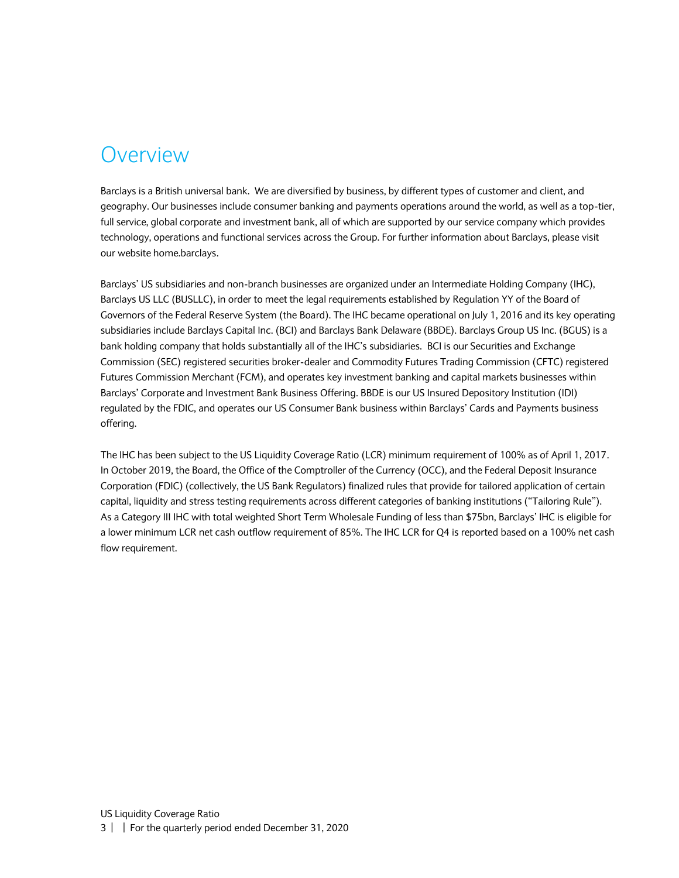# Overview

Barclays is a British universal bank. We are diversified by business, by different types of customer and client, and geography. Our businesses include consumer banking and payments operations around the world, as well as a top-tier, full service, global corporate and investment bank, all of which are supported by our service company which provides technology, operations and functional services across the Group. For further information about Barclays, please visit our website home.barclays.

Barclays' US subsidiaries and non-branch businesses are organized under an Intermediate Holding Company (IHC), Barclays US LLC (BUSLLC), in order to meet the legal requirements established by Regulation YY of the Board of Governors of the Federal Reserve System (the Board). The IHC became operational on July 1, 2016 and its key operating subsidiaries include Barclays Capital Inc. (BCI) and Barclays Bank Delaware (BBDE). Barclays Group US Inc. (BGUS) is a bank holding company that holds substantially all of the IHC's subsidiaries. BCI is our Securities and Exchange Commission (SEC) registered securities broker-dealer and Commodity Futures Trading Commission (CFTC) registered Futures Commission Merchant (FCM), and operates key investment banking and capital markets businesses within Barclays' Corporate and Investment Bank Business Offering. BBDE is our US Insured Depository Institution (IDI) regulated by the FDIC, and operates our US Consumer Bank business within Barclays' Cards and Payments business offering.

The IHC has been subject to the US Liquidity Coverage Ratio (LCR) minimum requirement of 100% as of April 1, 2017. In October 2019, the Board, the Office of the Comptroller of the Currency (OCC), and the Federal Deposit Insurance Corporation (FDIC) (collectively, the US Bank Regulators) finalized rules that provide for tailored application of certain capital, liquidity and stress testing requirements across different categories of banking institutions ("Tailoring Rule"). As a Category III IHC with total weighted Short Term Wholesale Funding of less than $75bn, Barclays' IHC is eligible for a lower minimum LCR net cash outflow requirement of 85%. The IHC LCR for Q4 is reported based on a 100% net cash flow requirement.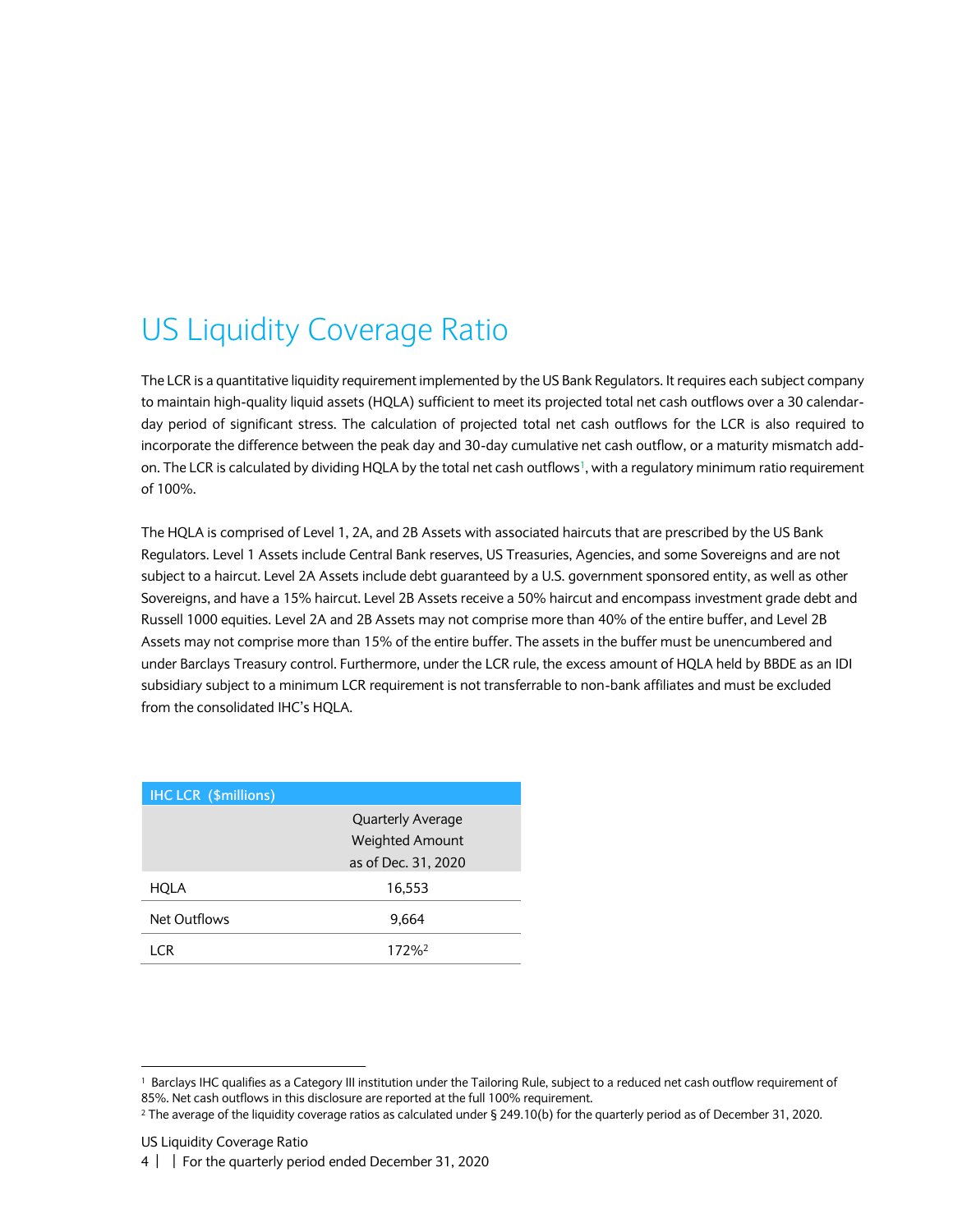# US Liquidity Coverage Ratio

The LCR is a quantitative liquidity requirement implemented by the US Bank Regulators. It requires each subject company to maintain high-quality liquid assets (HQLA) sufficient to meet its projected total net cash outflows over a 30 calendar-day period of significant stress. The calculation of projected total net cash outflows for the LCR is also required to incorporate the difference between the peak day and 30-day cumulative net cash outflow, or a maturity mismatch add-on. The LCR is calculated by dividing HQLA by the total net cash outflows[1], with a regulatory minimum ratio requirement of 100%.

The HQLA is comprised of Level 1, 2A, and 2B Assets with associated haircuts that are prescribed by the US Bank Regulators. Level 1 Assets include Central Bank reserves, US Treasuries, Agencies, and some Sovereigns and are not subject to a haircut. Level 2A Assets include debt guaranteed by a U.S. government sponsored entity, as well as other Sovereigns, and have a 15% haircut. Level 2B Assets receive a 50% haircut and encompass investment grade debt and Russell 1000 equities. Level 2A and 2B Assets may not comprise more than 40% of the entire buffer, and Level 2B Assets may not comprise more than 15% of the entire buffer. The assets in the buffer must be unencumbered and under Barclays Treasury control. Furthermore, under the LCR rule, the excess amount of HQLA held by BBDE as an IDI subsidiary subject to a minimum LCR requirement is not transferrable to non-bank affiliates and must be excluded from the consolidated IHC's HQLA.

| IHC LCR ($millions) | Quarterly Average Weighted Amount as of Dec. 31, 2020 |
|---|---|
| HQLA | 16,553 |
| Net Outflows | 9,664 |
| LCR | 172%[2] |

[1] Barclays IHC qualifies as a Category III institution under the Tailoring Rule, subject to a reduced net cash outflow requirement of 85%. Net cash outflows in this disclosure are reported at the full 100% requirement.

[2] The average of the liquidity coverage ratios as calculated under § 249.10(b) for the quarterly period as of December 31, 2020.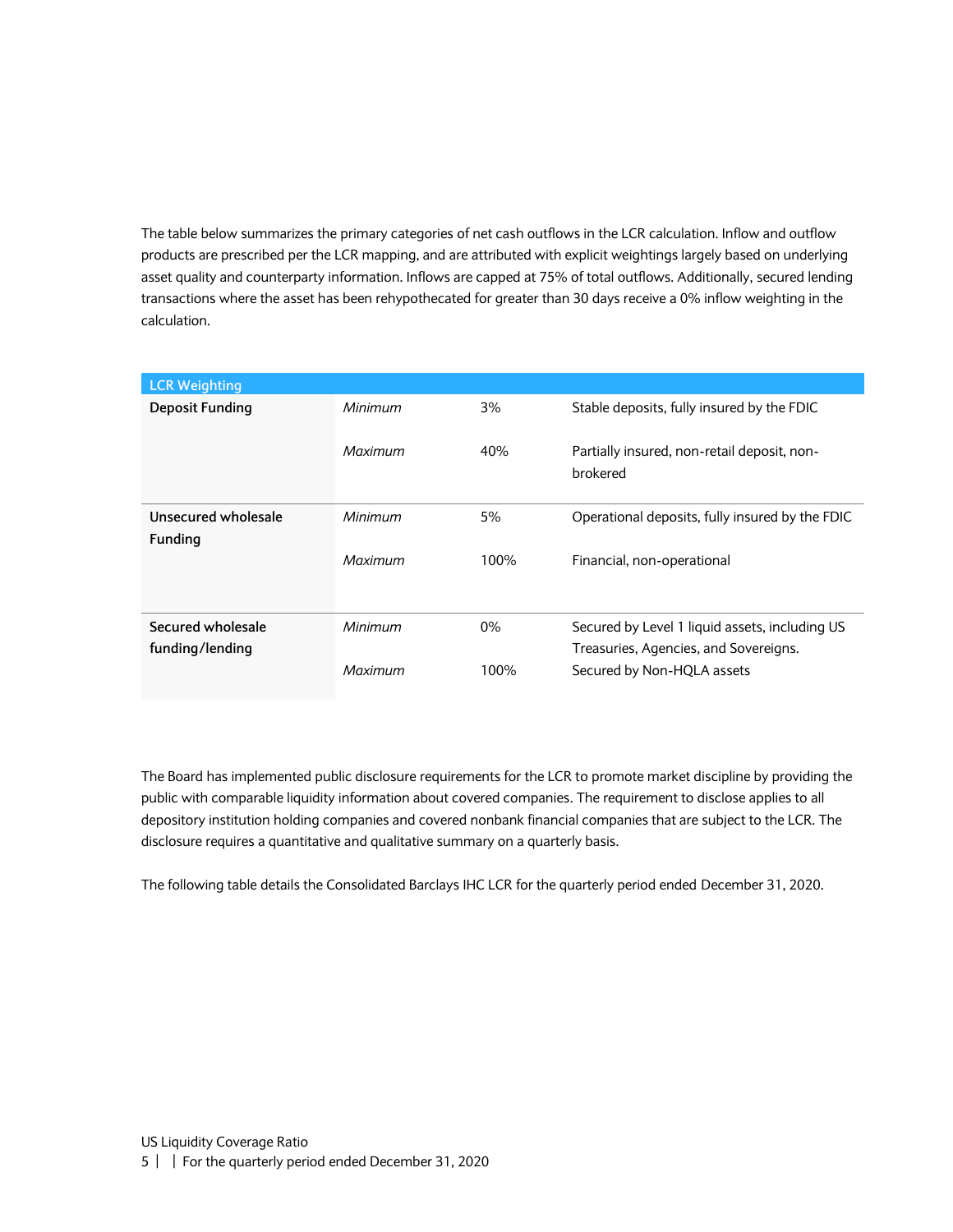The table below summarizes the primary categories of net cash outflows in the LCR calculation. Inflow and outflow products are prescribed per the LCR mapping, and are attributed with explicit weightings largely based on underlying asset quality and counterparty information. Inflows are capped at 75% of total outflows. Additionally, secured lending transactions where the asset has been rehypothecated for greater than 30 days receive a 0% inflow weighting in the calculation.

| LCR Weighting | | | |
|---|---|---|---|
| **Deposit Funding** | *Minimum* | 3% | Stable deposits, fully insured by the FDIC |
| | *Maximum* | 40% | Partially insured, non-retail deposit, non-brokered |
| **Unsecured wholesale Funding** | *Minimum* | 5% | Operational deposits, fully insured by the FDIC |
| | *Maximum* | 100% | Financial, non-operational |
| **Secured wholesale funding/lending** | *Minimum* | 0% | Secured by Level 1 liquid assets, including US Treasuries, Agencies, and Sovereigns. |
| | *Maximum* | 100% | Secured by Non-HQLA assets |

The Board has implemented public disclosure requirements for the LCR to promote market discipline by providing the public with comparable liquidity information about covered companies. The requirement to disclose applies to all depository institution holding companies and covered nonbank financial companies that are subject to the LCR. The disclosure requires a quantitative and qualitative summary on a quarterly basis.

The following table details the Consolidated Barclays IHC LCR for the quarterly period ended December 31, 2020.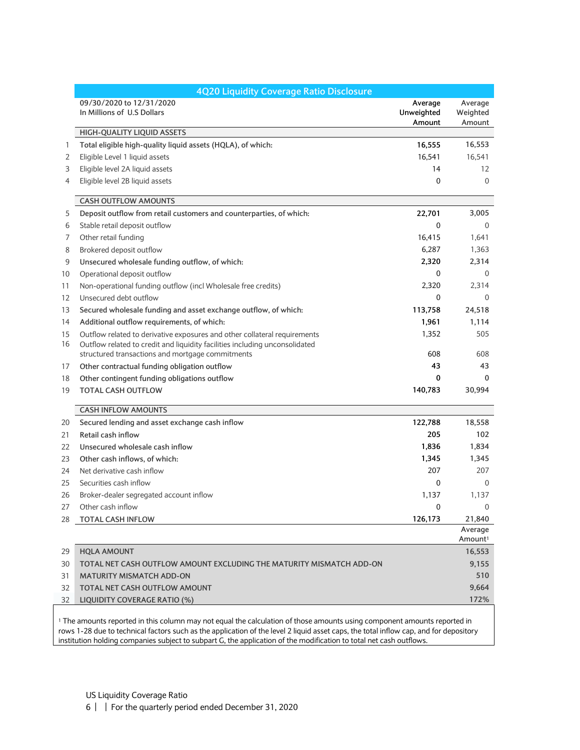## 4Q20 Liquidity Coverage Ratio Disclosure

| | 09/30/2020 to 12/31/2020<br>In Millions of U.S Dollars | Average Unweighted Amount | Average Weighted Amount |
|---|---|---|---|
| | **HIGH-QUALITY LIQUID ASSETS** | | |
| 1 | **Total eligible high-quality liquid assets (HQLA), of which:** | **16,555** | 16,553 |
| 2 | Eligible Level 1 liquid assets | 16,541 | 16,541 |
| 3 | Eligible level 2A liquid assets | 14 | 12 |
| 4 | Eligible level 2B liquid assets | 0 | 0 |
| | **CASH OUTFLOW AMOUNTS** | | |
| 5 | **Deposit outflow from retail customers and counterparties, of which:** | **22,701** | 3,005 |
| 6 | Stable retail deposit outflow | 0 | 0 |
| 7 | Other retail funding | 16,415 | 1,641 |
| 8 | Brokered deposit outflow | 6,287 | 1,363 |
| 9 | **Unsecured wholesale funding outflow, of which:** | **2,320** | 2,314 |
| 10 | Operational deposit outflow | 0 | 0 |
| 11 | Non-operational funding outflow (incl Wholesale free credits) | 2,320 | 2,314 |
| 12 | Unsecured debt outflow | 0 | 0 |
| 13 | **Secured wholesale funding and asset exchange outflow, of which:** | **113,758** | 24,518 |
| 14 | **Additional outflow requirements, of which:** | **1,961** | 1,114 |
| 15 | Outflow related to derivative exposures and other collateral requirements | 1,352 | 505 |
| 16 | Outflow related to credit and liquidity facilities including unconsolidated structured transactions and mortgage commitments | 608 | 608 |
| 17 | **Other contractual funding obligation outflow** | **43** | 43 |
| 18 | **Other contingent funding obligations outflow** | **0** | 0 |
| 19 | **TOTAL CASH OUTFLOW** | **140,783** | 30,994 |
| | **CASH INFLOW AMOUNTS** | | |
| 20 | **Secured lending and asset exchange cash inflow** | **122,788** | 18,558 |
| 21 | **Retail cash inflow** | **205** | 102 |
| 22 | **Unsecured wholesale cash inflow** | **1,836** | 1,834 |
| 23 | **Other cash inflows, of which:** | **1,345** | 1,345 |
| 24 | Net derivative cash inflow | 207 | 207 |
| 25 | Securities cash inflow | 0 | 0 |
| 26 | Broker-dealer segregated account inflow | 1,137 | 1,137 |
| 27 | Other cash inflow | 0 | 0 |
| 28 | **TOTAL CASH INFLOW** | **126,173** | 21,840 |
| | | | Average Amount[1] |
| 29 | HQLA AMOUNT | | 16,553 |
| 30 | TOTAL NET CASH OUTFLOW AMOUNT EXCLUDING THE MATURITY MISMATCH ADD-ON | | 9,155 |
| 31 | MATURITY MISMATCH ADD-ON | | 510 |
| 32 | TOTAL NET CASH OUTFLOW AMOUNT | | 9,664 |
| 32 | LIQUIDITY COVERAGE RATIO (%) | | 172% |

[1] The amounts reported in this column may not equal the calculation of those amounts using component amounts reported in rows 1-28 due to technical factors such as the application of the level 2 liquid asset caps, the total inflow cap, and for depository institution holding companies subject to subpart G, the application of the modification to total net cash outflows.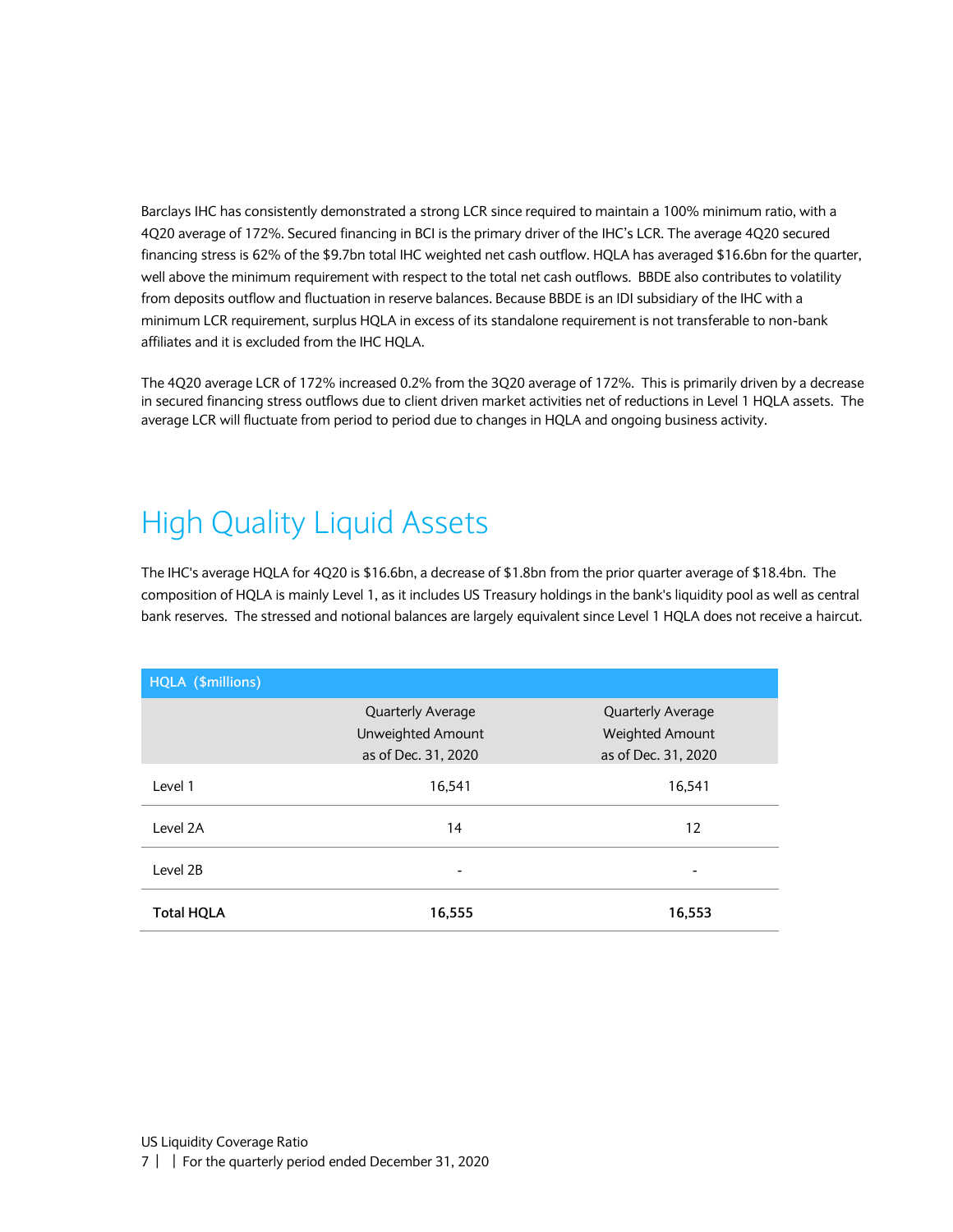Barclays IHC has consistently demonstrated a strong LCR since required to maintain a 100% minimum ratio, with a 4Q20 average of 172%. Secured financing in BCI is the primary driver of the IHC's LCR. The average 4Q20 secured financing stress is 62% of the $9.7bn total IHC weighted net cash outflow. HQLA has averaged $16.6bn for the quarter, well above the minimum requirement with respect to the total net cash outflows. BBDE also contributes to volatility from deposits outflow and fluctuation in reserve balances. Because BBDE is an IDI subsidiary of the IHC with a minimum LCR requirement, surplus HQLA in excess of its standalone requirement is not transferable to non-bank affiliates and it is excluded from the IHC HQLA.

The 4Q20 average LCR of 172% increased 0.2% from the 3Q20 average of 172%. This is primarily driven by a decrease in secured financing stress outflows due to client driven market activities net of reductions in Level 1 HQLA assets. The average LCR will fluctuate from period to period due to changes in HQLA and ongoing business activity.

## High Quality Liquid Assets

The IHC's average HQLA for 4Q20 is $16.6bn, a decrease of $1.8bn from the prior quarter average of $18.4bn. The composition of HQLA is mainly Level 1, as it includes US Treasury holdings in the bank's liquidity pool as well as central bank reserves. The stressed and notional balances are largely equivalent since Level 1 HQLA does not receive a haircut.

| HQLA ($millions) | Quarterly Average Unweighted Amount as of Dec. 31, 2020 | Quarterly Average Weighted Amount as of Dec. 31, 2020 |
|---|---|---|
| Level 1 | 16,541 | 16,541 |
| Level 2A | 14 | 12 |
| Level 2B | - | - |
| **Total HQLA** | **16,555** | **16,553** |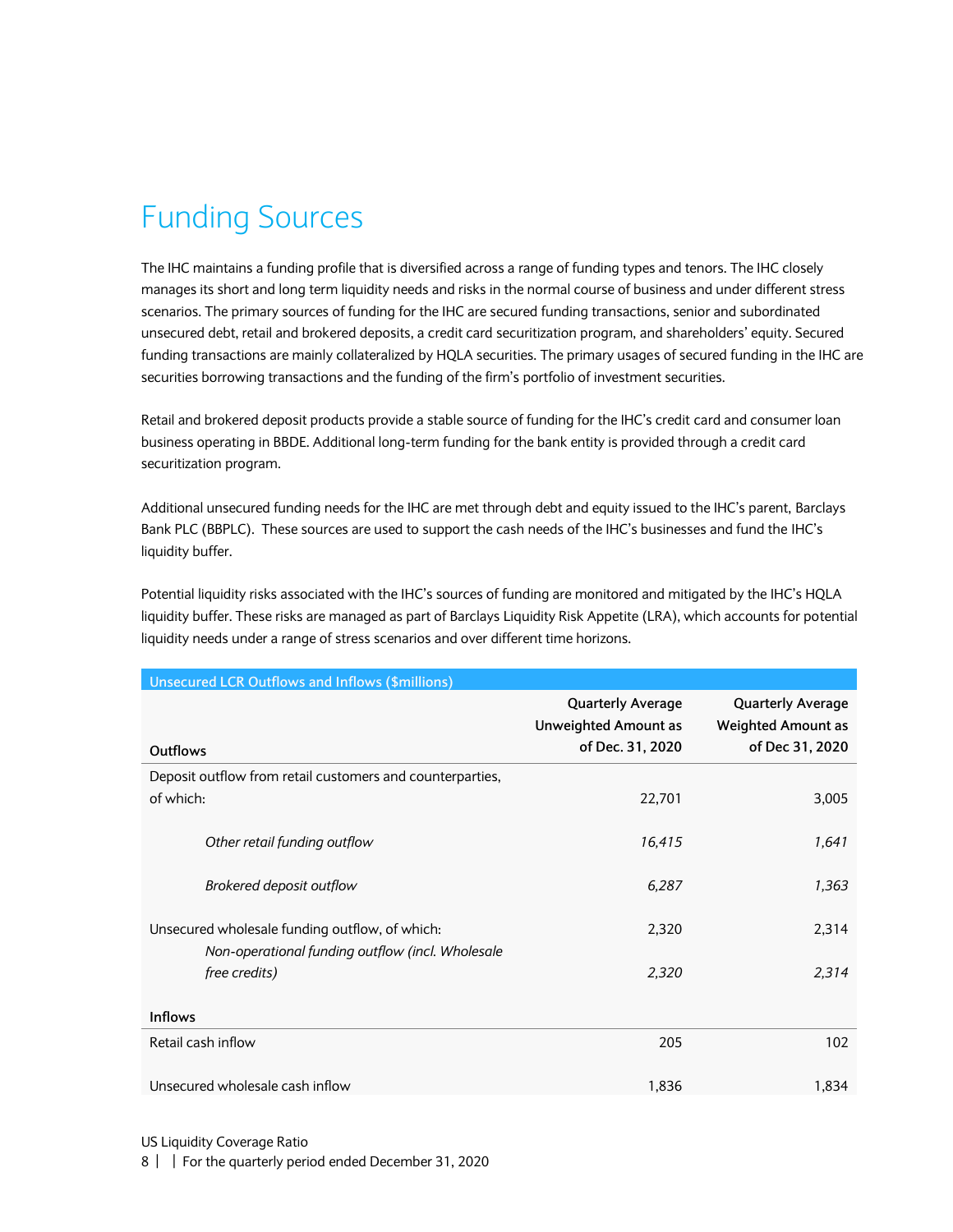# Funding Sources

The IHC maintains a funding profile that is diversified across a range of funding types and tenors. The IHC closely manages its short and long term liquidity needs and risks in the normal course of business and under different stress scenarios. The primary sources of funding for the IHC are secured funding transactions, senior and subordinated unsecured debt, retail and brokered deposits, a credit card securitization program, and shareholders' equity. Secured funding transactions are mainly collateralized by HQLA securities. The primary usages of secured funding in the IHC are securities borrowing transactions and the funding of the firm's portfolio of investment securities.

Retail and brokered deposit products provide a stable source of funding for the IHC's credit card and consumer loan business operating in BBDE. Additional long-term funding for the bank entity is provided through a credit card securitization program.

Additional unsecured funding needs for the IHC are met through debt and equity issued to the IHC's parent, Barclays Bank PLC (BBPLC). These sources are used to support the cash needs of the IHC's businesses and fund the IHC's liquidity buffer.

Potential liquidity risks associated with the IHC's sources of funding are monitored and mitigated by the IHC's HQLA liquidity buffer. These risks are managed as part of Barclays Liquidity Risk Appetite (LRA), which accounts for potential liquidity needs under a range of stress scenarios and over different time horizons.

| Unsecured LCR Outflows and Inflows ($millions) | | |
|---|---|---|
| **Outflows** | **Quarterly Average Unweighted Amount as of Dec. 31, 2020** | **Quarterly Average Weighted Amount as of Dec 31, 2020** |
| Deposit outflow from retail customers and counterparties, of which: | 22,701 | 3,005 |
| *Other retail funding outflow* | *16,415* | *1,641* |
| *Brokered deposit outflow* | *6,287* | *1,363* |
| Unsecured wholesale funding outflow, of which: | 2,320 | 2,314 |
| *Non-operational funding outflow (incl. Wholesale free credits)* | *2,320* | *2,314* |
| **Inflows** | | |
| Retail cash inflow | 205 | 102 |
| Unsecured wholesale cash inflow | 1,836 | 1,834 |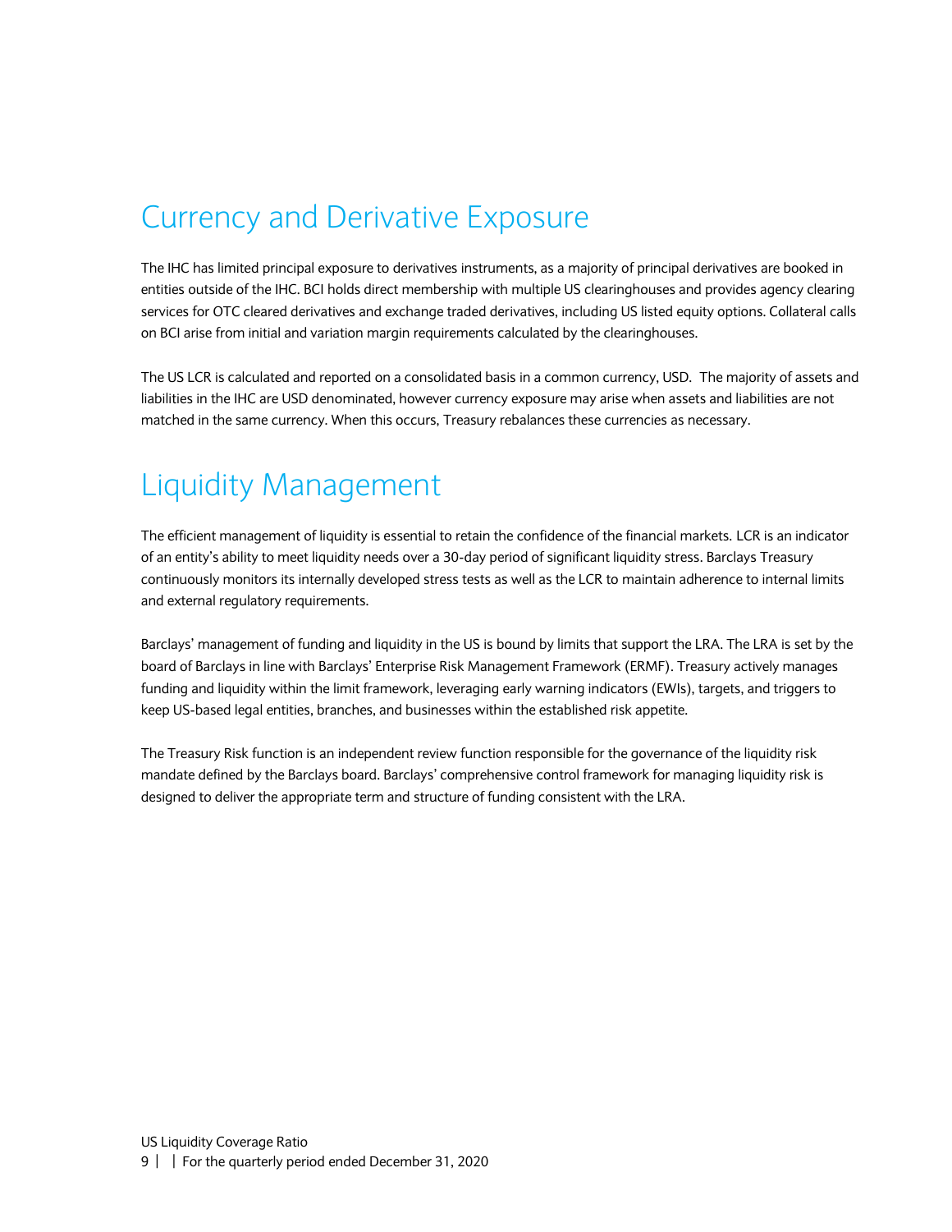## Currency and Derivative Exposure

The IHC has limited principal exposure to derivatives instruments, as a majority of principal derivatives are booked in entities outside of the IHC. BCI holds direct membership with multiple US clearinghouses and provides agency clearing services for OTC cleared derivatives and exchange traded derivatives, including US listed equity options. Collateral calls on BCI arise from initial and variation margin requirements calculated by the clearinghouses.

The US LCR is calculated and reported on a consolidated basis in a common currency, USD. The majority of assets and liabilities in the IHC are USD denominated, however currency exposure may arise when assets and liabilities are not matched in the same currency. When this occurs, Treasury rebalances these currencies as necessary.

## Liquidity Management

The efficient management of liquidity is essential to retain the confidence of the financial markets. LCR is an indicator of an entity's ability to meet liquidity needs over a 30-day period of significant liquidity stress. Barclays Treasury continuously monitors its internally developed stress tests as well as the LCR to maintain adherence to internal limits and external regulatory requirements.

Barclays' management of funding and liquidity in the US is bound by limits that support the LRA. The LRA is set by the board of Barclays in line with Barclays' Enterprise Risk Management Framework (ERMF). Treasury actively manages funding and liquidity within the limit framework, leveraging early warning indicators (EWIs), targets, and triggers to keep US-based legal entities, branches, and businesses within the established risk appetite.

The Treasury Risk function is an independent review function responsible for the governance of the liquidity risk mandate defined by the Barclays board. Barclays' comprehensive control framework for managing liquidity risk is designed to deliver the appropriate term and structure of funding consistent with the LRA.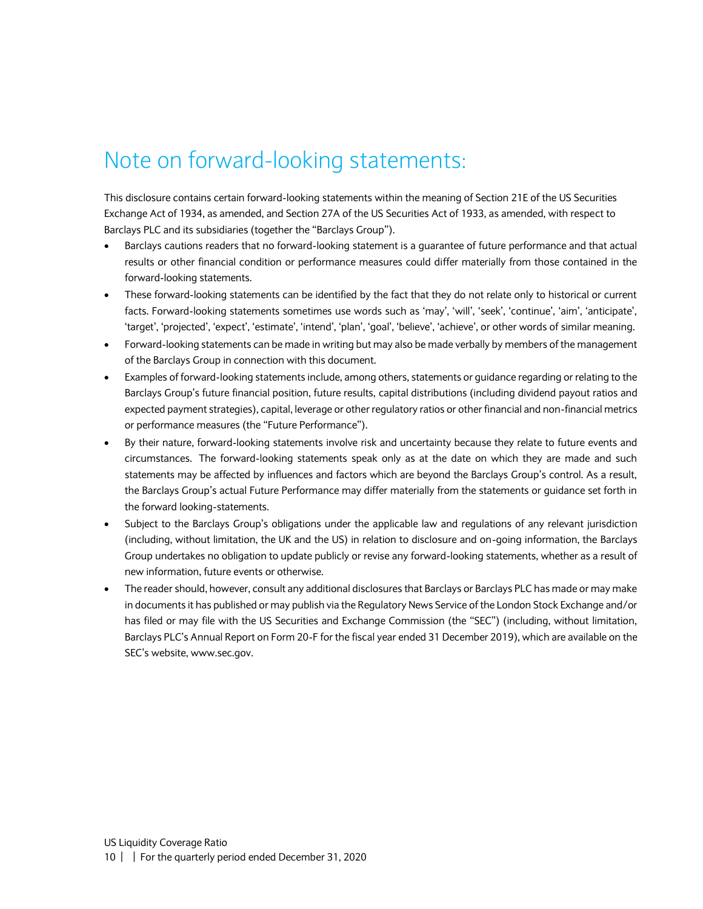# Note on forward-looking statements:

This disclosure contains certain forward-looking statements within the meaning of Section 21E of the US Securities Exchange Act of 1934, as amended, and Section 27A of the US Securities Act of 1933, as amended, with respect to Barclays PLC and its subsidiaries (together the "Barclays Group").

- Barclays cautions readers that no forward-looking statement is a guarantee of future performance and that actual results or other financial condition or performance measures could differ materially from those contained in the forward-looking statements.
- These forward-looking statements can be identified by the fact that they do not relate only to historical or current facts. Forward-looking statements sometimes use words such as 'may', 'will', 'seek', 'continue', 'aim', 'anticipate', 'target', 'projected', 'expect', 'estimate', 'intend', 'plan', 'goal', 'believe', 'achieve', or other words of similar meaning.
- Forward-looking statements can be made in writing but may also be made verbally by members of the management of the Barclays Group in connection with this document.
- Examples of forward-looking statements include, among others, statements or guidance regarding or relating to the Barclays Group's future financial position, future results, capital distributions (including dividend payout ratios and expected payment strategies), capital, leverage or other regulatory ratios or other financial and non-financial metrics or performance measures (the "Future Performance").
- By their nature, forward-looking statements involve risk and uncertainty because they relate to future events and circumstances. The forward-looking statements speak only as at the date on which they are made and such statements may be affected by influences and factors which are beyond the Barclays Group's control. As a result, the Barclays Group's actual Future Performance may differ materially from the statements or guidance set forth in the forward looking-statements.
- Subject to the Barclays Group's obligations under the applicable law and regulations of any relevant jurisdiction (including, without limitation, the UK and the US) in relation to disclosure and on-going information, the Barclays Group undertakes no obligation to update publicly or revise any forward-looking statements, whether as a result of new information, future events or otherwise.
- The reader should, however, consult any additional disclosures that Barclays or Barclays PLC has made or may make in documents it has published or may publish via the Regulatory News Service of the London Stock Exchange and/or has filed or may file with the US Securities and Exchange Commission (the "SEC") (including, without limitation, Barclays PLC's Annual Report on Form 20-F for the fiscal year ended 31 December 2019), which are available on the SEC's website, www.sec.gov.